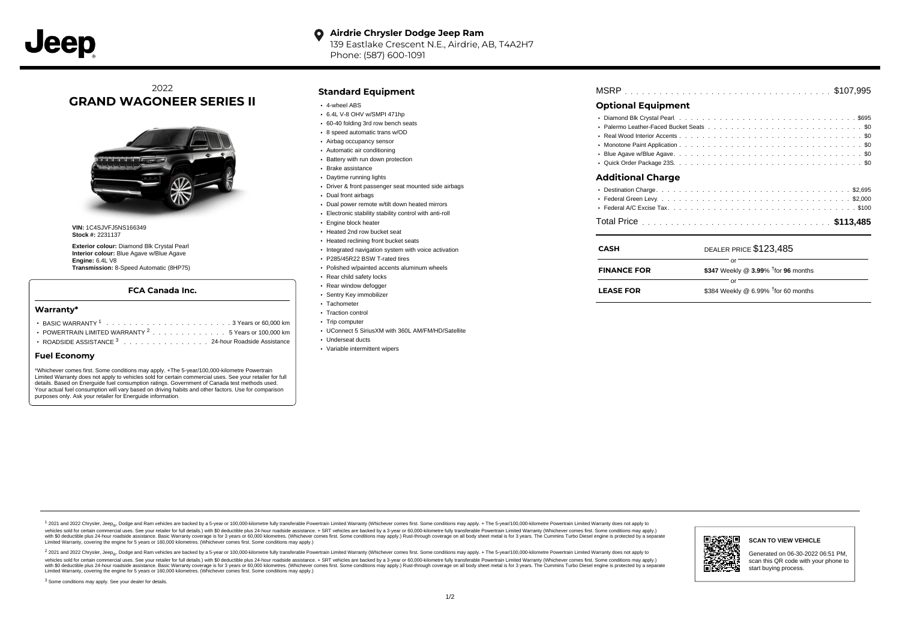Jeep

**Airdrie Chrysler Dodge Jeep Ram**
139 Eastlake Crescent N.E., Airdrie, AB, T4A2H7
Phone: (587) 600-1091

2022
# GRAND WAGONEER SERIES II

**VIN:** 1C4SJVFJ5NS166349
**Stock #:** 2231137

**Exterior colour:** Diamond Blk Crystal Pearl
**Interior colour:** Blue Agave w/Blue Agave
**Engine:** 6.4L V8
**Transmission:** 8-Speed Automatic (8HP75)

### FCA Canada Inc.

### Warranty*

- BASIC WARRANTY [1] . . . . . 3 Years or 60,000 km
- POWERTRAIN LIMITED WARRANTY [2] . . . . . 5 Years or 100,000 km
- ROADSIDE ASSISTANCE [3] . . . . . 24-hour Roadside Assistance

### Fuel Economy

*Whichever comes first. Some conditions may apply. +The 5-year/100,000-kilometre Powertrain Limited Warranty does not apply to vehicles sold for certain commercial uses. See your retailer for full details. Based on Energuide fuel consumption ratings. Government of Canada test methods used. Your actual fuel consumption will vary based on driving habits and other factors. Use for comparison purposes only. Ask your retailer for Energuide information.

## Standard Equipment

- 4-wheel ABS
- 6.4L V-8 OHV w/SMPI 471hp
- 60-40 folding 3rd row bench seats
- 8 speed automatic trans w/OD
- Airbag occupancy sensor
- Automatic air conditioning
- Battery with run down protection
- Brake assistance
- Daytime running lights
- Driver & front passenger seat mounted side airbags
- Dual front airbags
- Dual power remote w/tilt down heated mirrors
- Electronic stability stability control with anti-roll
- Engine block heater
- Heated 2nd row bucket seat
- Heated reclining front bucket seats
- Integrated navigation system with voice activation
- P285/45R22 BSW T-rated tires
- Polished w/painted accents aluminum wheels
- Rear child safety locks
- Rear window defogger
- Sentry Key immobilizer
- Tachometer
- Traction control
- Trip computer
- UConnect 5 SiriusXM with 360L AM/FM/HD/Satellite
- Underseat ducts
- Variable intermittent wipers

MSRP . . . . . $107,995

## Optional Equipment

- Diamond Blk Crystal Pearl . . . . . $695
- Palermo Leather-Faced Bucket Seats . . . . . $0
- Real Wood Interior Accents . . . . . $0
- Monotone Paint Application . . . . . $0
- Blue Agave w/Blue Agave . . . . . $0
- Quick Order Package 23S . . . . . $0

## Additional Charge

- Destination Charge . . . . . $2,695
- Federal Green Levy . . . . . $2,000
- Federal A/C Excise Tax . . . . . $100

Total Price . . . . . **$113,485**

| | |
|---|---|
| **CASH** | DEALER PRICE $123,485 |
| | or |
| **FINANCE FOR** | **$347** Weekly @ **3.99**% †for **96** months |
| | or |
| **LEASE FOR** | $384 Weekly @ 6.99% †for 60 months |

[1] 2021 and 2022 Chrysler, Jeep®, Dodge and Ram vehicles are backed by a 5-year or 100,000-kilometre fully transferable Powertrain Limited Warranty (Whichever comes first. Some conditions may apply. + The 5-year/100,000-kilometre Powertrain Limited Warranty does not apply to vehicles sold for certain commercial uses. See your retailer for full details.) with $0 deductible plus 24-hour roadside assistance. + SRT vehicles are backed by a 3-year or 60,000-kilometre fully transferable Powertrain Limited Warranty (Whichever comes first. Some conditions may apply.) with $0 deductible plus 24-hour roadside assistance. Basic Warranty coverage is for 3 years or 60,000 kilometres. (Whichever comes first. Some conditions may apply.) Rust-through coverage on all body sheet metal is for 3 years. The Cummins Turbo Diesel engine is protected by a separate Limited Warranty, covering the engine for 5 years or 160,000 kilometres. (Whichever comes first. Some conditions may apply.)

[2] 2021 and 2022 Chrysler, Jeep®, Dodge and Ram vehicles are backed by a 5-year or 100,000-kilometre fully transferable Powertrain Limited Warranty (Whichever comes first. Some conditions may apply. + The 5-year/100,000-kilometre Powertrain Limited Warranty does not apply to vehicles sold for certain commercial uses. See your retailer for full details.) with $0 deductible plus 24-hour roadside assistance. + SRT vehicles are backed by a 3-year or 60,000-kilometre fully transferable Powertrain Limited Warranty (Whichever comes first. Some conditions may apply.) with $0 deductible plus 24-hour roadside assistance. Basic Warranty coverage is for 3 years or 60,000 kilometres. (Whichever comes first. Some conditions may apply.) Rust-through coverage on all body sheet metal is for 3 years. The Cummins Turbo Diesel engine is protected by a separate Limited Warranty, covering the engine for 5 years or 160,000 kilometres. (Whichever comes first. Some conditions may apply.)

[3] Some conditions may apply. See your dealer for details.

**SCAN TO VIEW VEHICLE**

Generated on 06-30-2022 06:51 PM, scan this QR code with your phone to start buying process.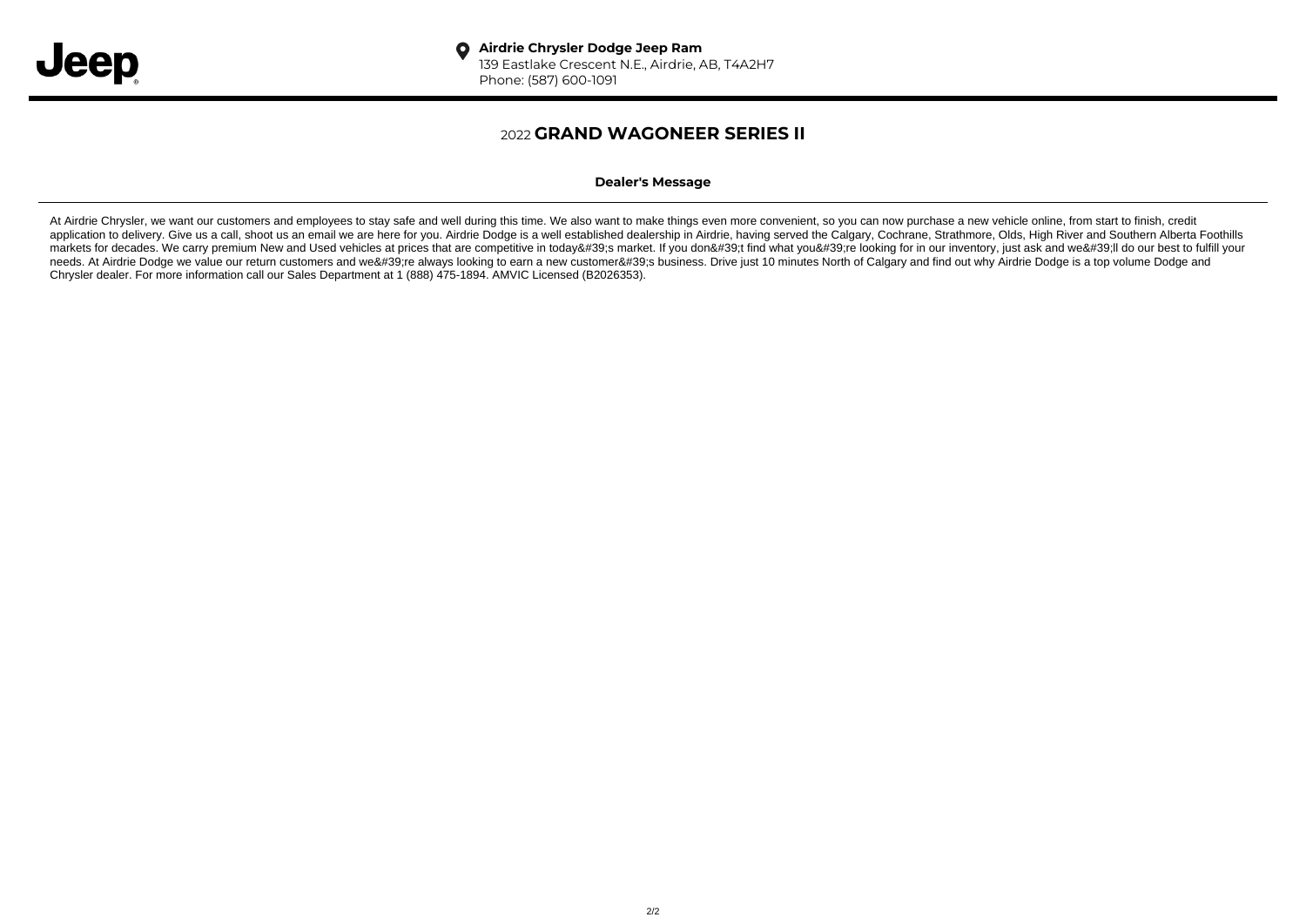**Airdrie Chrysler Dodge Jeep Ram**
139 Eastlake Crescent N.E., Airdrie, AB, T4A2H7
Phone: (587) 600-1091

# 2022 GRAND WAGONEER SERIES II

## Dealer's Message

At Airdrie Chrysler, we want our customers and employees to stay safe and well during this time. We also want to make things even more convenient, so you can now purchase a new vehicle online, from start to finish, credit application to delivery. Give us a call, shoot us an email we are here for you. Airdrie Dodge is a well established dealership in Airdrie, having served the Calgary, Cochrane, Strathmore, Olds, High River and Southern Alberta Foothills markets for decades. We carry premium New and Used vehicles at prices that are competitive in today&#39;s market. If you don&#39;t find what you&#39;re looking for in our inventory, just ask and we&#39;ll do our best to fulfill your needs. At Airdrie Dodge we value our return customers and we&#39;re always looking to earn a new customer&#39;s business. Drive just 10 minutes North of Calgary and find out why Airdrie Dodge is a top volume Dodge and Chrysler dealer. For more information call our Sales Department at 1 (888) 475-1894. AMVIC Licensed (B2026353).